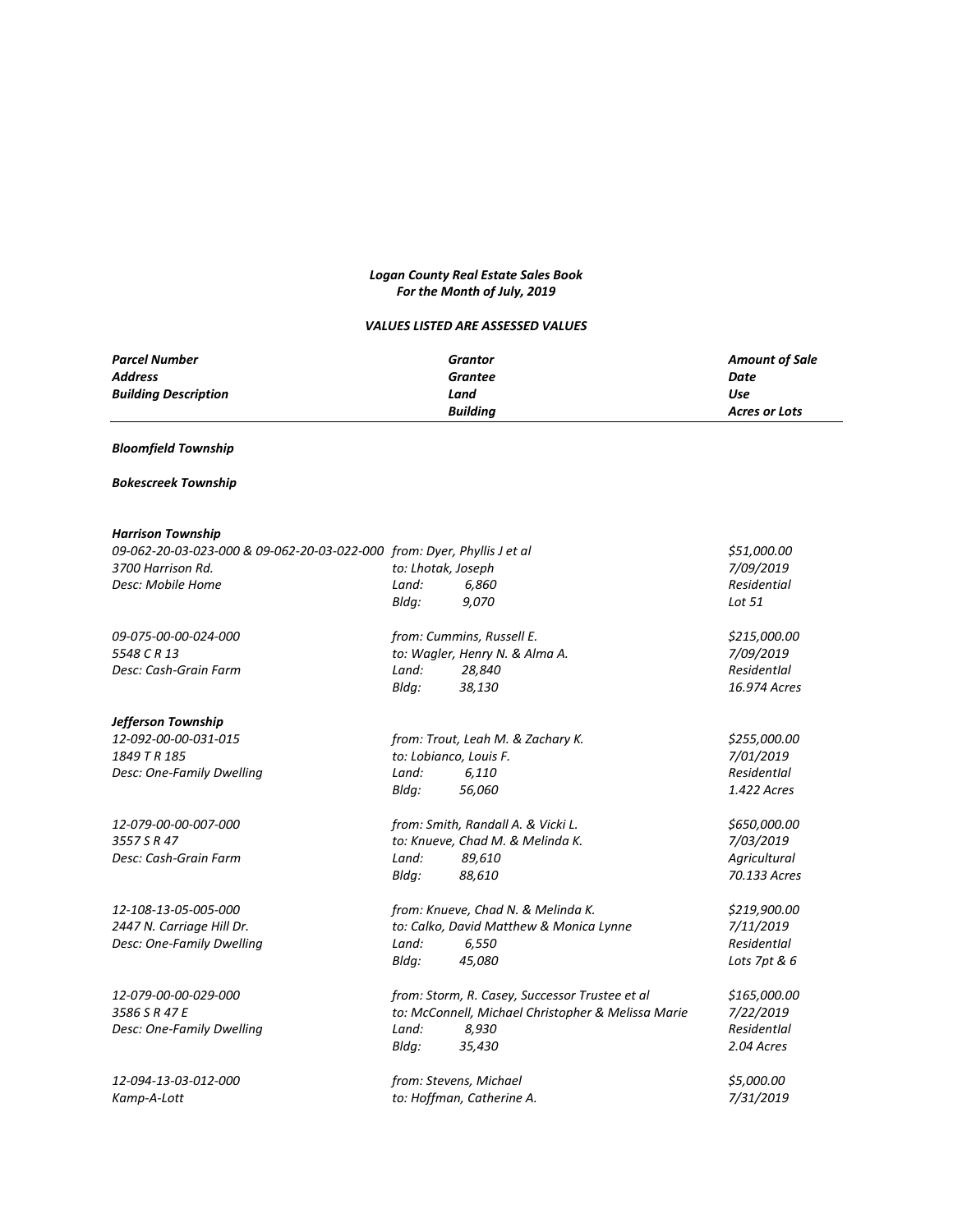***Logan County Real Estate Sales Book***
***For the Month of July, 2019***

***VALUES LISTED ARE ASSESSED VALUES***

| *Parcel Number* | *Grantor* | *Amount of Sale* |
|---|---|---|
| *Address* | *Grantee* | *Date* |
| *Building Description* | *Land* | *Use* |
| | *Building* | *Acres or Lots* |

***Bloomfield Township***

***Bokescreek Township***

***Harrison Township***

| | | |
|---|---|---|
| *09-062-20-03-023-000 & 09-062-20-03-022-000* | *from: Dyer, Phyllis J et al* | *$51,000.00* |
| *3700 Harrison Rd.* | *to: Lhotak, Joseph* | *7/09/2019* |
| *Desc: Mobile Home* | *Land: 6,860* | *Residential* |
| | *Bldg: 9,070* | *Lot 51* |
| *09-075-00-00-024-000* | *from: Cummins, Russell E.* | *$215,000.00* |
| *5548 C R 13* | *to: Wagler, Henry N. & Alma A.* | *7/09/2019* |
| *Desc: Cash-Grain Farm* | *Land: 28,840* | *ResidentIal* |
| | *Bldg: 38,130* | *16.974 Acres* |

***Jefferson Township***

| | | |
|---|---|---|
| *12-092-00-00-031-015* | *from: Trout, Leah M. & Zachary K.* | *$255,000.00* |
| *1849 T R 185* | *to: Lobianco, Louis F.* | *7/01/2019* |
| *Desc: One-Family Dwelling* | *Land: 6,110* | *ResidentIal* |
| | *Bldg: 56,060* | *1.422 Acres* |
| *12-079-00-00-007-000* | *from: Smith, Randall A. & Vicki L.* | *$650,000.00* |
| *3557 S R 47* | *to: Knueve, Chad M. & Melinda K.* | *7/03/2019* |
| *Desc: Cash-Grain Farm* | *Land: 89,610* | *Agricultural* |
| | *Bldg: 88,610* | *70.133 Acres* |
| *12-108-13-05-005-000* | *from: Knueve, Chad N. & Melinda K.* | *$219,900.00* |
| *2447 N. Carriage Hill Dr.* | *to: Calko, David Matthew & Monica Lynne* | *7/11/2019* |
| *Desc: One-Family Dwelling* | *Land: 6,550* | *ResidentIal* |
| | *Bldg: 45,080* | *Lots 7pt & 6* |
| *12-079-00-00-029-000* | *from: Storm, R. Casey, Successor Trustee et al* | *$165,000.00* |
| *3586 S R 47 E* | *to: McConnell, Michael Christopher & Melissa Marie* | *7/22/2019* |
| *Desc: One-Family Dwelling* | *Land: 8,930* | *ResidentIal* |
| | *Bldg: 35,430* | *2.04 Acres* |
| *12-094-13-03-012-000* | *from: Stevens, Michael* | *$5,000.00* |
| *Kamp-A-Lott* | *to: Hoffman, Catherine A.* | *7/31/2019* |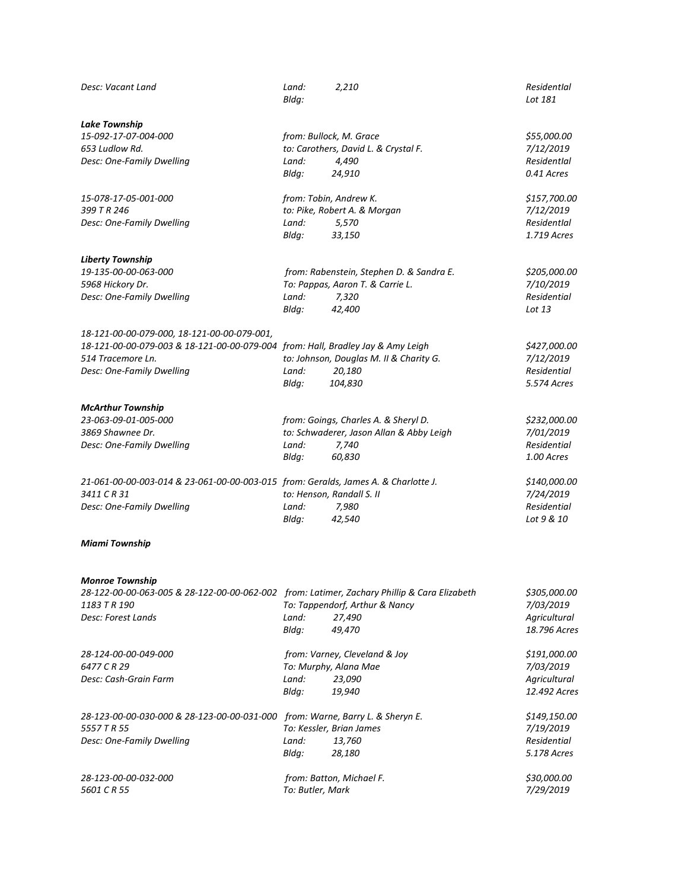*Desc: Vacant Land* *Land: 2,210* *Residential*
*Bldg:* *Lot 181*

***Lake Township***

| | | |
|---|---|---|
| *15-092-17-07-004-000* | *from: Bullock, M. Grace* | *$55,000.00* |
| *653 Ludlow Rd.* | *to: Carothers, David L. & Crystal F.* | *7/12/2019* |
| *Desc: One-Family Dwelling* | *Land: 4,490* | *Residential* |
| | *Bldg: 24,910* | *0.41 Acres* |
| | | |
| *15-078-17-05-001-000* | *from: Tobin, Andrew K.* | *$157,700.00* |
| *399 T R 246* | *to: Pike, Robert A. & Morgan* | *7/12/2019* |
| *Desc: One-Family Dwelling* | *Land: 5,570* | *Residential* |
| | *Bldg: 33,150* | *1.719 Acres* |

***Liberty Township***

| | | |
|---|---|---|
| *19-135-00-00-063-000* | *from: Rabenstein, Stephen D. & Sandra E.* | *$205,000.00* |
| *5968 Hickory Dr.* | *To: Pappas, Aaron T. & Carrie L.* | *7/10/2019* |
| *Desc: One-Family Dwelling* | *Land: 7,320* | *Residential* |
| | *Bldg: 42,400* | *Lot 13* |
| | | |
| *18-121-00-00-079-000, 18-121-00-00-079-001, 18-121-00-00-079-003 & 18-121-00-00-079-004* | *from: Hall, Bradley Jay & Amy Leigh* | *$427,000.00* |
| *514 Tracemore Ln.* | *to: Johnson, Douglas M. II & Charity G.* | *7/12/2019* |
| *Desc: One-Family Dwelling* | *Land: 20,180* | *Residential* |
| | *Bldg: 104,830* | *5.574 Acres* |

***McArthur Township***

| | | |
|---|---|---|
| *23-063-09-01-005-000* | *from: Goings, Charles A. & Sheryl D.* | *$232,000.00* |
| *3869 Shawnee Dr.* | *to: Schwaderer, Jason Allan & Abby Leigh* | *7/01/2019* |
| *Desc: One-Family Dwelling* | *Land: 7,740* | *Residential* |
| | *Bldg: 60,830* | *1.00 Acres* |
| | | |
| *21-061-00-00-003-014 & 23-061-00-00-003-015* | *from: Geralds, James A. & Charlotte J.* | *$140,000.00* |
| *3411 C R 31* | *to: Henson, Randall S. II* | *7/24/2019* |
| *Desc: One-Family Dwelling* | *Land: 7,980* | *Residential* |
| | *Bldg: 42,540* | *Lot 9 & 10* |

***Miami Township***

***Monroe Township***

| | | |
|---|---|---|
| *28-122-00-00-063-005 & 28-122-00-00-062-002* | *from: Latimer, Zachary Phillip & Cara Elizabeth* | *$305,000.00* |
| *1183 T R 190* | *To: Tappendorf, Arthur & Nancy* | *7/03/2019* |
| *Desc: Forest Lands* | *Land: 27,490* | *Agricultural* |
| | *Bldg: 49,470* | *18.796 Acres* |
| | | |
| *28-124-00-00-049-000* | *from: Varney, Cleveland & Joy* | *$191,000.00* |
| *6477 C R 29* | *To: Murphy, Alana Mae* | *7/03/2019* |
| *Desc: Cash-Grain Farm* | *Land: 23,090* | *Agricultural* |
| | *Bldg: 19,940* | *12.492 Acres* |
| | | |
| *28-123-00-00-030-000 & 28-123-00-00-031-000* | *from: Warne, Barry L. & Sheryn E.* | *$149,150.00* |
| *5557 T R 55* | *To: Kessler, Brian James* | *7/19/2019* |
| *Desc: One-Family Dwelling* | *Land: 13,760* | *Residential* |
| | *Bldg: 28,180* | *5.178 Acres* |
| | | |
| *28-123-00-00-032-000* | *from: Batton, Michael F.* | *$30,000.00* |
| *5601 C R 55* | *To: Butler, Mark* | *7/29/2019* |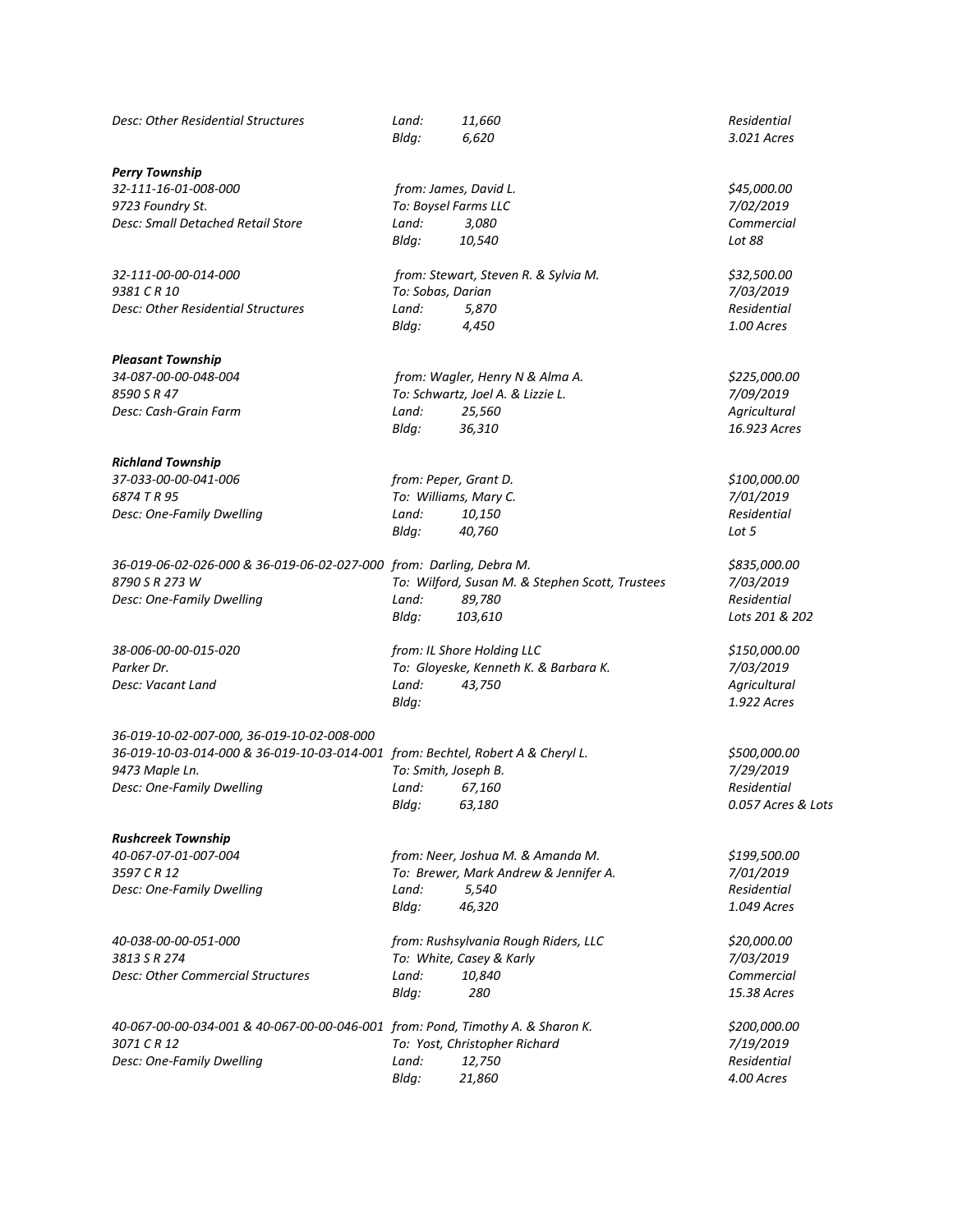| | | |
|---|---|---|
| *Desc: Other Residential Structures* | *Land: 11,660* | *Residential* |
| | *Bldg: 6,620* | *3.021 Acres* |

***Perry Township***

| | | |
|---|---|---|
| *32-111-16-01-008-000* | *from: James, David L.* | *$45,000.00* |
| *9723 Foundry St.* | *To: Boysel Farms LLC* | *7/02/2019* |
| *Desc: Small Detached Retail Store* | *Land: 3,080* | *Commercial* |
| | *Bldg: 10,540* | *Lot 88* |
| | | |
| *32-111-00-00-014-000* | *from: Stewart, Steven R. & Sylvia M.* | *$32,500.00* |
| *9381 C R 10* | *To: Sobas, Darian* | *7/03/2019* |
| *Desc: Other Residential Structures* | *Land: 5,870* | *Residential* |
| | *Bldg: 4,450* | *1.00 Acres* |

***Pleasant Township***

| | | |
|---|---|---|
| *34-087-00-00-048-004* | *from: Wagler, Henry N & Alma A.* | *$225,000.00* |
| *8590 S R 47* | *To: Schwartz, Joel A. & Lizzie L.* | *7/09/2019* |
| *Desc: Cash-Grain Farm* | *Land: 25,560* | *Agricultural* |
| | *Bldg: 36,310* | *16.923 Acres* |

***Richland Township***

| | | |
|---|---|---|
| *37-033-00-00-041-006* | *from: Peper, Grant D.* | *$100,000.00* |
| *6874 T R 95* | *To: Williams, Mary C.* | *7/01/2019* |
| *Desc: One-Family Dwelling* | *Land: 10,150* | *Residential* |
| | *Bldg: 40,760* | *Lot 5* |
| | | |
| *36-019-06-02-026-000 & 36-019-06-02-027-000* | *from: Darling, Debra M.* | *$835,000.00* |
| *8790 S R 273 W* | *To: Wilford, Susan M. & Stephen Scott, Trustees* | *7/03/2019* |
| *Desc: One-Family Dwelling* | *Land: 89,780* | *Residential* |
| | *Bldg: 103,610* | *Lots 201 & 202* |
| | | |
| *38-006-00-00-015-020* | *from: IL Shore Holding LLC* | *$150,000.00* |
| *Parker Dr.* | *To: Gloyeske, Kenneth K. & Barbara K.* | *7/03/2019* |
| *Desc: Vacant Land* | *Land: 43,750* | *Agricultural* |
| | *Bldg:* | *1.922 Acres* |
| | | |
| *36-019-10-02-007-000, 36-019-10-02-008-000* | | |
| *36-019-10-03-014-000 & 36-019-10-03-014-001* | *from: Bechtel, Robert A & Cheryl L.* | *$500,000.00* |
| *9473 Maple Ln.* | *To: Smith, Joseph B.* | *7/29/2019* |
| *Desc: One-Family Dwelling* | *Land: 67,160* | *Residential* |
| | *Bldg: 63,180* | *0.057 Acres & Lots* |

***Rushcreek Township***

| | | |
|---|---|---|
| *40-067-07-01-007-004* | *from: Neer, Joshua M. & Amanda M.* | *$199,500.00* |
| *3597 C R 12* | *To: Brewer, Mark Andrew & Jennifer A.* | *7/01/2019* |
| *Desc: One-Family Dwelling* | *Land: 5,540* | *Residential* |
| | *Bldg: 46,320* | *1.049 Acres* |
| | | |
| *40-038-00-00-051-000* | *from: Rushsylvania Rough Riders, LLC* | *$20,000.00* |
| *3813 S R 274* | *To: White, Casey & Karly* | *7/03/2019* |
| *Desc: Other Commercial Structures* | *Land: 10,840* | *Commercial* |
| | *Bldg: 280* | *15.38 Acres* |
| | | |
| *40-067-00-00-034-001 & 40-067-00-00-046-001* | *from: Pond, Timothy A. & Sharon K.* | *$200,000.00* |
| *3071 C R 12* | *To: Yost, Christopher Richard* | *7/19/2019* |
| *Desc: One-Family Dwelling* | *Land: 12,750* | *Residential* |
| | *Bldg: 21,860* | *4.00 Acres* |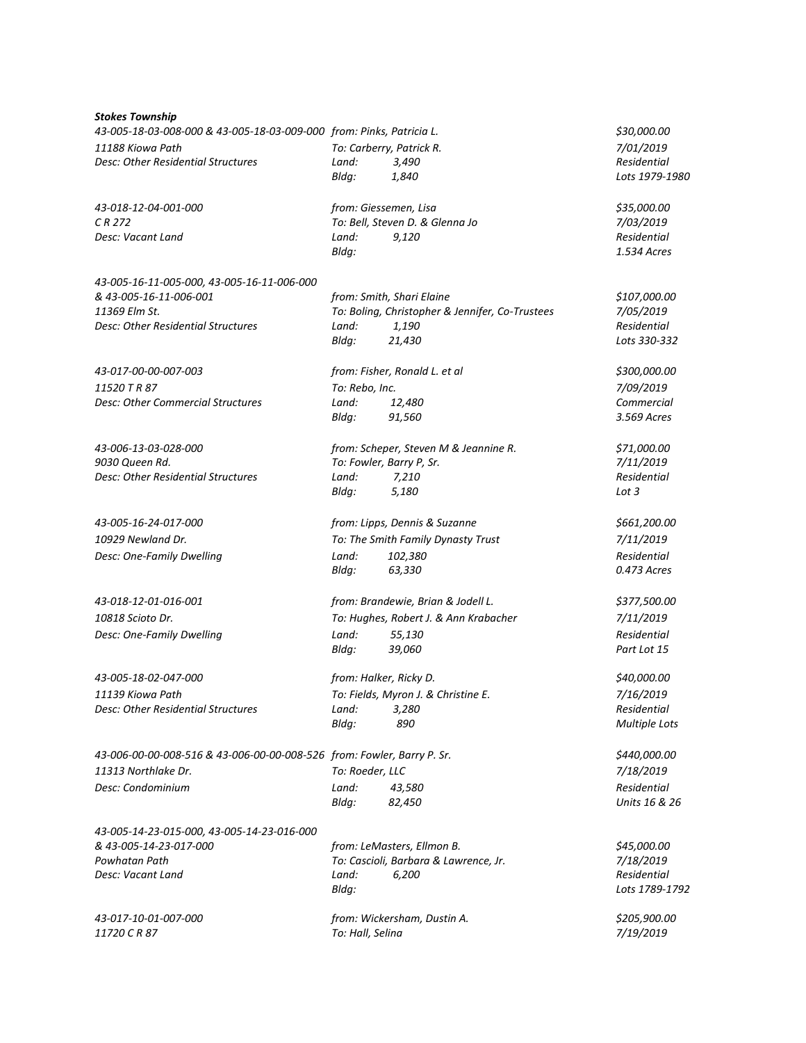***Stokes Township***

| | | |
|---|---|---|
| *43-005-18-03-008-000 & 43-005-18-03-009-000* | *from: Pinks, Patricia L.* | *$30,000.00* |
| *11188 Kiowa Path* | *To: Carberry, Patrick R.* | *7/01/2019* |
| *Desc: Other Residential Structures* | *Land: 3,490* | *Residential* |
| | *Bldg: 1,840* | *Lots 1979-1980* |
| | | |
| *43-018-12-04-001-000* | *from: Giessemen, Lisa* | *$35,000.00* |
| *C R 272* | *To: Bell, Steven D. & Glenna Jo* | *7/03/2019* |
| *Desc: Vacant Land* | *Land: 9,120* | *Residential* |
| | *Bldg:* | *1.534 Acres* |
| | | |
| *43-005-16-11-005-000, 43-005-16-11-006-000* | | |
| *& 43-005-16-11-006-001* | *from: Smith, Shari Elaine* | *$107,000.00* |
| *11369 Elm St.* | *To: Boling, Christopher & Jennifer, Co-Trustees* | *7/05/2019* |
| *Desc: Other Residential Structures* | *Land: 1,190* | *Residential* |
| | *Bldg: 21,430* | *Lots 330-332* |
| | | |
| *43-017-00-00-007-003* | *from: Fisher, Ronald L. et al* | *$300,000.00* |
| *11520 T R 87* | *To: Rebo, Inc.* | *7/09/2019* |
| *Desc: Other Commercial Structures* | *Land: 12,480* | *Commercial* |
| | *Bldg: 91,560* | *3.569 Acres* |
| | | |
| *43-006-13-03-028-000* | *from: Scheper, Steven M & Jeannine R.* | *$71,000.00* |
| *9030 Queen Rd.* | *To: Fowler, Barry P, Sr.* | *7/11/2019* |
| *Desc: Other Residential Structures* | *Land: 7,210* | *Residential* |
| | *Bldg: 5,180* | *Lot 3* |
| | | |
| *43-005-16-24-017-000* | *from: Lipps, Dennis & Suzanne* | *$661,200.00* |
| *10929 Newland Dr.* | *To: The Smith Family Dynasty Trust* | *7/11/2019* |
| *Desc: One-Family Dwelling* | *Land: 102,380* | *Residential* |
| | *Bldg: 63,330* | *0.473 Acres* |
| | | |
| *43-018-12-01-016-001* | *from: Brandewie, Brian & Jodell L.* | *$377,500.00* |
| *10818 Scioto Dr.* | *To: Hughes, Robert J. & Ann Krabacher* | *7/11/2019* |
| *Desc: One-Family Dwelling* | *Land: 55,130* | *Residential* |
| | *Bldg: 39,060* | *Part Lot 15* |
| | | |
| *43-005-18-02-047-000* | *from: Halker, Ricky D.* | *$40,000.00* |
| *11139 Kiowa Path* | *To: Fields, Myron J. & Christine E.* | *7/16/2019* |
| *Desc: Other Residential Structures* | *Land: 3,280* | *Residential* |
| | *Bldg: 890* | *Multiple Lots* |
| | | |
| *43-006-00-00-008-516 & 43-006-00-00-008-526* | *from: Fowler, Barry P. Sr.* | *$440,000.00* |
| *11313 Northlake Dr.* | *To: Roeder, LLC* | *7/18/2019* |
| *Desc: Condominium* | *Land: 43,580* | *Residential* |
| | *Bldg: 82,450* | *Units 16 & 26* |
| | | |
| *43-005-14-23-015-000, 43-005-14-23-016-000* | | |
| *& 43-005-14-23-017-000* | *from: LeMasters, Ellmon B.* | *$45,000.00* |
| *Powhatan Path* | *To: Cascioli, Barbara & Lawrence, Jr.* | *7/18/2019* |
| *Desc: Vacant Land* | *Land: 6,200* | *Residential* |
| | *Bldg:* | *Lots 1789-1792* |
| | | |
| *43-017-10-01-007-000* | *from: Wickersham, Dustin A.* | *$205,900.00* |
| *11720 C R 87* | *To: Hall, Selina* | *7/19/2019* |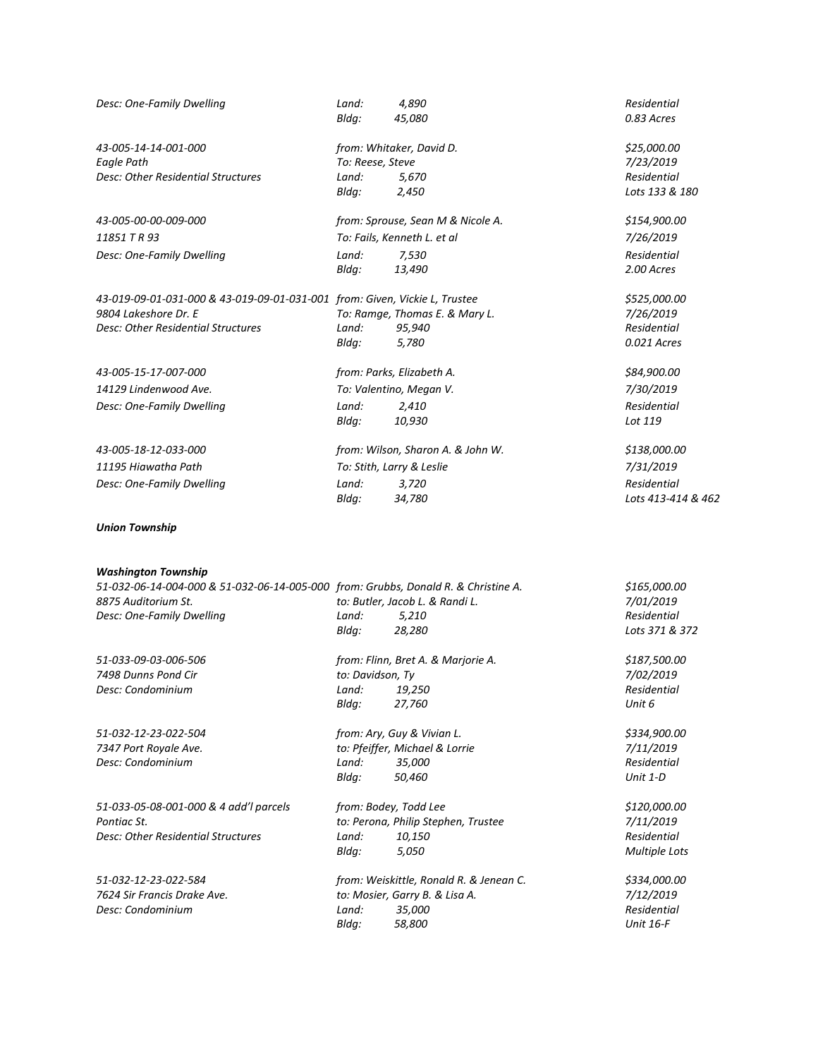| | | |
|---|---|---|
| *Desc: One-Family Dwelling* | *Land: 4,890* | *Residential* |
| | *Bldg: 45,080* | *0.83 Acres* |
| *43-005-14-14-001-000* | *from: Whitaker, David D.* | *$25,000.00* |
| *Eagle Path* | *To: Reese, Steve* | *7/23/2019* |
| *Desc: Other Residential Structures* | *Land: 5,670* | *Residential* |
| | *Bldg: 2,450* | *Lots 133 & 180* |
| *43-005-00-00-009-000* | *from: Sprouse, Sean M & Nicole A.* | *$154,900.00* |
| *11851 T R 93* | *To: Fails, Kenneth L. et al* | *7/26/2019* |
| *Desc: One-Family Dwelling* | *Land: 7,530* | *Residential* |
| | *Bldg: 13,490* | *2.00 Acres* |
| *43-019-09-01-031-000 & 43-019-09-01-031-001* | *from: Given, Vickie L, Trustee* | *$525,000.00* |
| *9804 Lakeshore Dr. E* | *To: Ramge, Thomas E. & Mary L.* | *7/26/2019* |
| *Desc: Other Residential Structures* | *Land: 95,940* | *Residential* |
| | *Bldg: 5,780* | *0.021 Acres* |
| *43-005-15-17-007-000* | *from: Parks, Elizabeth A.* | *$84,900.00* |
| *14129 Lindenwood Ave.* | *To: Valentino, Megan V.* | *7/30/2019* |
| *Desc: One-Family Dwelling* | *Land: 2,410* | *Residential* |
| | *Bldg: 10,930* | *Lot 119* |
| *43-005-18-12-033-000* | *from: Wilson, Sharon A. & John W.* | *$138,000.00* |
| *11195 Hiawatha Path* | *To: Stith, Larry & Leslie* | *7/31/2019* |
| *Desc: One-Family Dwelling* | *Land: 3,720* | *Residential* |
| | *Bldg: 34,780* | *Lots 413-414 & 462* |

***Union Township***

***Washington Township***

| | | |
|---|---|---|
| *51-032-06-14-004-000 & 51-032-06-14-005-000* | *from: Grubbs, Donald R. & Christine A.* | *$165,000.00* |
| *8875 Auditorium St.* | *to: Butler, Jacob L. & Randi L.* | *7/01/2019* |
| *Desc: One-Family Dwelling* | *Land: 5,210* | *Residential* |
| | *Bldg: 28,280* | *Lots 371 & 372* |
| *51-033-09-03-006-506* | *from: Flinn, Bret A. & Marjorie A.* | *$187,500.00* |
| *7498 Dunns Pond Cir* | *to: Davidson, Ty* | *7/02/2019* |
| *Desc: Condominium* | *Land: 19,250* | *Residential* |
| | *Bldg: 27,760* | *Unit 6* |
| *51-032-12-23-022-504* | *from: Ary, Guy & Vivian L.* | *$334,900.00* |
| *7347 Port Royale Ave.* | *to: Pfeiffer, Michael & Lorrie* | *7/11/2019* |
| *Desc: Condominium* | *Land: 35,000* | *Residential* |
| | *Bldg: 50,460* | *Unit 1-D* |
| *51-033-05-08-001-000 & 4 add'l parcels* | *from: Bodey, Todd Lee* | *$120,000.00* |
| *Pontiac St.* | *to: Perona, Philip Stephen, Trustee* | *7/11/2019* |
| *Desc: Other Residential Structures* | *Land: 10,150* | *Residential* |
| | *Bldg: 5,050* | *Multiple Lots* |
| *51-032-12-23-022-584* | *from: Weiskittle, Ronald R. & Jenean C.* | *$334,000.00* |
| *7624 Sir Francis Drake Ave.* | *to: Mosier, Garry B. & Lisa A.* | *7/12/2019* |
| *Desc: Condominium* | *Land: 35,000* | *Residential* |
| | *Bldg: 58,800* | *Unit 16-F* |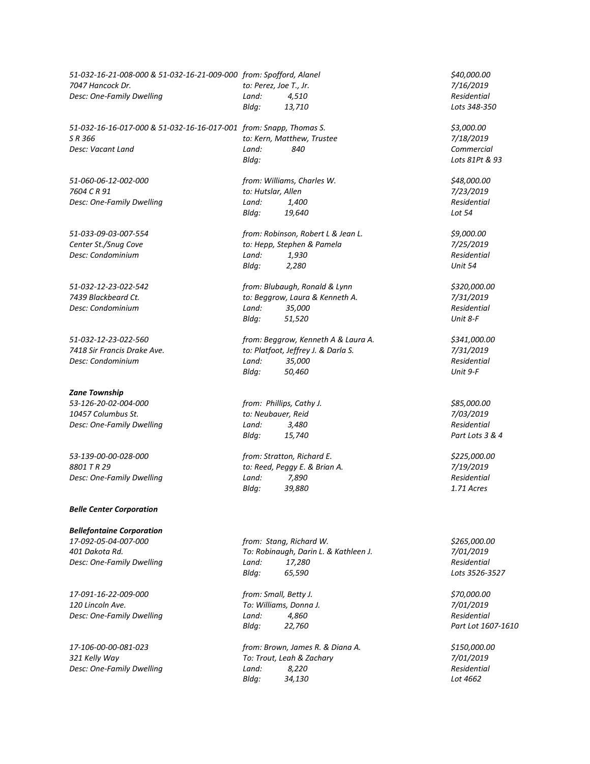*51-032-16-21-008-000 & 51-032-16-21-009-000 from: Spofford, Alanel $40,000.00*
*7047 Hancock Dr. to: Perez, Joe T., Jr. 7/16/2019*
*Desc: One-Family Dwelling Land: 4,510 Residential*
*Bldg: 13,710 Lots 348-350*

*51-032-16-16-017-000 & 51-032-16-16-017-001 from: Snapp, Thomas S. $3,000.00*
*S R 366 to: Kern, Matthew, Trustee 7/18/2019*
*Desc: Vacant Land Land: 840 Commercial*
*Bldg: Lots 81Pt & 93*

*51-060-06-12-002-000 from: Williams, Charles W. $48,000.00*
*7604 C R 91 to: Hutslar, Allen 7/23/2019*
*Desc: One-Family Dwelling Land: 1,400 Residential*
*Bldg: 19,640 Lot 54*

*51-033-09-03-007-554 from: Robinson, Robert L & Jean L. $9,000.00*
*Center St./Snug Cove to: Hepp, Stephen & Pamela 7/25/2019*
*Desc: Condominium Land: 1,930 Residential*
*Bldg: 2,280 Unit 54*

*51-032-12-23-022-542 from: Blubaugh, Ronald & Lynn $320,000.00*
*7439 Blackbeard Ct. to: Beggrow, Laura & Kenneth A. 7/31/2019*
*Desc: Condominium Land: 35,000 Residential*
*Bldg: 51,520 Unit 8-F*

*51-032-12-23-022-560 from: Beggrow, Kenneth A & Laura A. $341,000.00*
*7418 Sir Francis Drake Ave. to: Platfoot, Jeffrey J. & Darla S. 7/31/2019*
*Desc: Condominium Land: 35,000 Residential*
*Bldg: 50,460 Unit 9-F*

***Zane Township***

*53-126-20-02-004-000 from: Phillips, Cathy J. $85,000.00*
*10457 Columbus St. to: Neubauer, Reid 7/03/2019*
*Desc: One-Family Dwelling Land: 3,480 Residential*
*Bldg: 15,740 Part Lots 3 & 4*

*53-139-00-00-028-000 from: Stratton, Richard E. $225,000.00*
*8801 T R 29 to: Reed, Peggy E. & Brian A. 7/19/2019*
*Desc: One-Family Dwelling Land: 7,890 Residential*
*Bldg: 39,880 1.71 Acres*

***Belle Center Corporation***

***Bellefontaine Corporation***

*17-092-05-04-007-000 from: Stang, Richard W. $265,000.00*
*401 Dakota Rd. To: Robinaugh, Darin L. & Kathleen J. 7/01/2019*
*Desc: One-Family Dwelling Land: 17,280 Residential*
*Bldg: 65,590 Lots 3526-3527*

*17-091-16-22-009-000 from: Small, Betty J. $70,000.00*
*120 Lincoln Ave. To: Williams, Donna J. 7/01/2019*
*Desc: One-Family Dwelling Land: 4,860 Residential*
*Bldg: 22,760 Part Lot 1607-1610*

*17-106-00-00-081-023 from: Brown, James R. & Diana A. $150,000.00*
*321 Kelly Way To: Trout, Leah & Zachary 7/01/2019*
*Desc: One-Family Dwelling Land: 8,220 Residential*
*Bldg: 34,130 Lot 4662*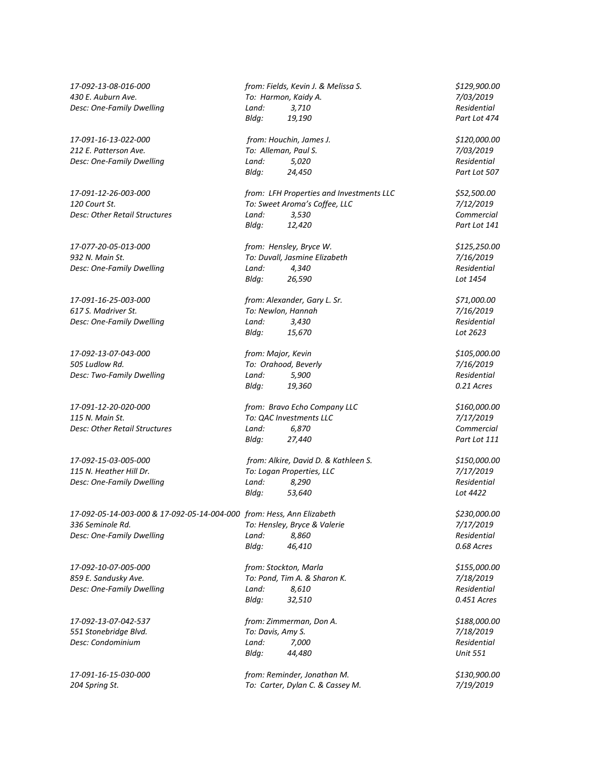*17-092-13-08-016-000* | *from: Fields, Kevin J. & Melissa S.* | *$129,900.00*
*430 E. Auburn Ave.* | *To: Harmon, Kaidy A.* | *7/03/2019*
*Desc: One-Family Dwelling* | *Land: 3,710* | *Residential*
*Bldg: 19,190* | *Part Lot 474*

*17-091-16-13-022-000* | *from: Houchin, James J.* | *$120,000.00*
*212 E. Patterson Ave.* | *To: Alleman, Paul S.* | *7/03/2019*
*Desc: One-Family Dwelling* | *Land: 5,020* | *Residential*
*Bldg: 24,450* | *Part Lot 507*

*17-091-12-26-003-000* | *from: LFH Properties and Investments LLC* | *$52,500.00*
*120 Court St.* | *To: Sweet Aroma's Coffee, LLC* | *7/12/2019*
*Desc: Other Retail Structures* | *Land: 3,530* | *Commercial*
*Bldg: 12,420* | *Part Lot 141*

*17-077-20-05-013-000* | *from: Hensley, Bryce W.* | *$125,250.00*
*932 N. Main St.* | *To: Duvall, Jasmine Elizabeth* | *7/16/2019*
*Desc: One-Family Dwelling* | *Land: 4,340* | *Residential*
*Bldg: 26,590* | *Lot 1454*

*17-091-16-25-003-000* | *from: Alexander, Gary L. Sr.* | *$71,000.00*
*617 S. Madriver St.* | *To: Newlon, Hannah* | *7/16/2019*
*Desc: One-Family Dwelling* | *Land: 3,430* | *Residential*
*Bldg: 15,670* | *Lot 2623*

*17-092-13-07-043-000* | *from: Major, Kevin* | *$105,000.00*
*505 Ludlow Rd.* | *To: Orahood, Beverly* | *7/16/2019*
*Desc: Two-Family Dwelling* | *Land: 5,900* | *Residential*
*Bldg: 19,360* | *0.21 Acres*

*17-091-12-20-020-000* | *from: Bravo Echo Company LLC* | *$160,000.00*
*115 N. Main St.* | *To: QAC Investments LLC* | *7/17/2019*
*Desc: Other Retail Structures* | *Land: 6,870* | *Commercial*
*Bldg: 27,440* | *Part Lot 111*

*17-092-15-03-005-000* | *from: Alkire, David D. & Kathleen S.* | *$150,000.00*
*115 N. Heather Hill Dr.* | *To: Logan Properties, LLC* | *7/17/2019*
*Desc: One-Family Dwelling* | *Land: 8,290* | *Residential*
*Bldg: 53,640* | *Lot 4422*

*17-092-05-14-003-000 & 17-092-05-14-004-000* | *from: Hess, Ann Elizabeth* | *$230,000.00*
*336 Seminole Rd.* | *To: Hensley, Bryce & Valerie* | *7/17/2019*
*Desc: One-Family Dwelling* | *Land: 8,860* | *Residential*
*Bldg: 46,410* | *0.68 Acres*

*17-092-10-07-005-000* | *from: Stockton, Marla* | *$155,000.00*
*859 E. Sandusky Ave.* | *To: Pond, Tim A. & Sharon K.* | *7/18/2019*
*Desc: One-Family Dwelling* | *Land: 8,610* | *Residential*
*Bldg: 32,510* | *0.451 Acres*

*17-092-13-07-042-537* | *from: Zimmerman, Don A.* | *$188,000.00*
*551 Stonebridge Blvd.* | *To: Davis, Amy S.* | *7/18/2019*
*Desc: Condominium* | *Land: 7,000* | *Residential*
*Bldg: 44,480* | *Unit 551*

*17-091-16-15-030-000* | *from: Reminder, Jonathan M.* | *$130,900.00*
*204 Spring St.* | *To: Carter, Dylan C. & Cassey M.* | *7/19/2019*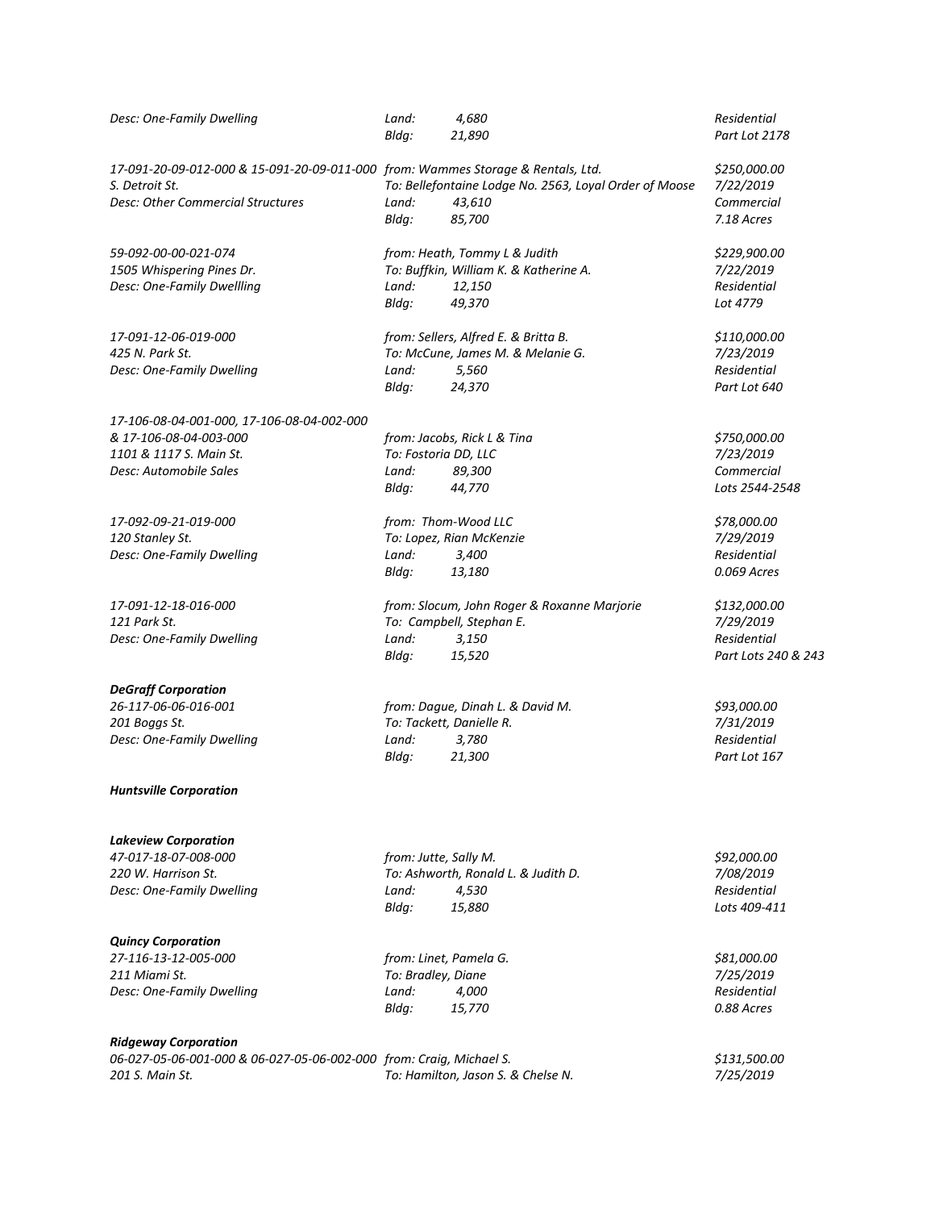*Desc: One-Family Dwelling* | *Land: 4,680* | *Residential*
*Bldg: 21,890* | *Part Lot 2178*

| | | |
|---|---|---|
| *17-091-20-09-012-000 & 15-091-20-09-011-000* | *from: Wammes Storage & Rentals, Ltd.* | *$250,000.00* |
| *S. Detroit St.* | *To: Bellefontaine Lodge No. 2563, Loyal Order of Moose* | *7/22/2019* |
| *Desc: Other Commercial Structures* | *Land: 43,610* | *Commercial* |
| | *Bldg: 85,700* | *7.18 Acres* |
| | | |
| *59-092-00-00-021-074* | *from: Heath, Tommy L & Judith* | *$229,900.00* |
| *1505 Whispering Pines Dr.* | *To: Buffkin, William K. & Katherine A.* | *7/22/2019* |
| *Desc: One-Family Dwellling* | *Land: 12,150* | *Residential* |
| | *Bldg: 49,370* | *Lot 4779* |
| | | |
| *17-091-12-06-019-000* | *from: Sellers, Alfred E. & Britta B.* | *$110,000.00* |
| *425 N. Park St.* | *To: McCune, James M. & Melanie G.* | *7/23/2019* |
| *Desc: One-Family Dwelling* | *Land: 5,560* | *Residential* |
| | *Bldg: 24,370* | *Part Lot 640* |
| | | |
| *17-106-08-04-001-000, 17-106-08-04-002-000 & 17-106-08-04-003-000* | *from: Jacobs, Rick L & Tina* | *$750,000.00* |
| *1101 & 1117 S. Main St.* | *To: Fostoria DD, LLC* | *7/23/2019* |
| *Desc: Automobile Sales* | *Land: 89,300* | *Commercial* |
| | *Bldg: 44,770* | *Lots 2544-2548* |
| | | |
| *17-092-09-21-019-000* | *from: Thom-Wood LLC* | *$78,000.00* |
| *120 Stanley St.* | *To: Lopez, Rian McKenzie* | *7/29/2019* |
| *Desc: One-Family Dwelling* | *Land: 3,400* | *Residential* |
| | *Bldg: 13,180* | *0.069 Acres* |
| | | |
| *17-091-12-18-016-000* | *from: Slocum, John Roger & Roxanne Marjorie* | *$132,000.00* |
| *121 Park St.* | *To: Campbell, Stephan E.* | *7/29/2019* |
| *Desc: One-Family Dwelling* | *Land: 3,150* | *Residential* |
| | *Bldg: 15,520* | *Part Lots 240 & 243* |

***DeGraff Corporation***

| | | |
|---|---|---|
| *26-117-06-06-016-001* | *from: Dague, Dinah L. & David M.* | *$93,000.00* |
| *201 Boggs St.* | *To: Tackett, Danielle R.* | *7/31/2019* |
| *Desc: One-Family Dwelling* | *Land: 3,780* | *Residential* |
| | *Bldg: 21,300* | *Part Lot 167* |

***Huntsville Corporation***

***Lakeview Corporation***

| | | |
|---|---|---|
| *47-017-18-07-008-000* | *from: Jutte, Sally M.* | *$92,000.00* |
| *220 W. Harrison St.* | *To: Ashworth, Ronald L. & Judith D.* | *7/08/2019* |
| *Desc: One-Family Dwelling* | *Land: 4,530* | *Residential* |
| | *Bldg: 15,880* | *Lots 409-411* |

***Quincy Corporation***

| | | |
|---|---|---|
| *27-116-13-12-005-000* | *from: Linet, Pamela G.* | *$81,000.00* |
| *211 Miami St.* | *To: Bradley, Diane* | *7/25/2019* |
| *Desc: One-Family Dwelling* | *Land: 4,000* | *Residential* |
| | *Bldg: 15,770* | *0.88 Acres* |

***Ridgeway Corporation***

| | | |
|---|---|---|
| *06-027-05-06-001-000 & 06-027-05-06-002-000* | *from: Craig, Michael S.* | *$131,500.00* |
| *201 S. Main St.* | *To: Hamilton, Jason S. & Chelse N.* | *7/25/2019* |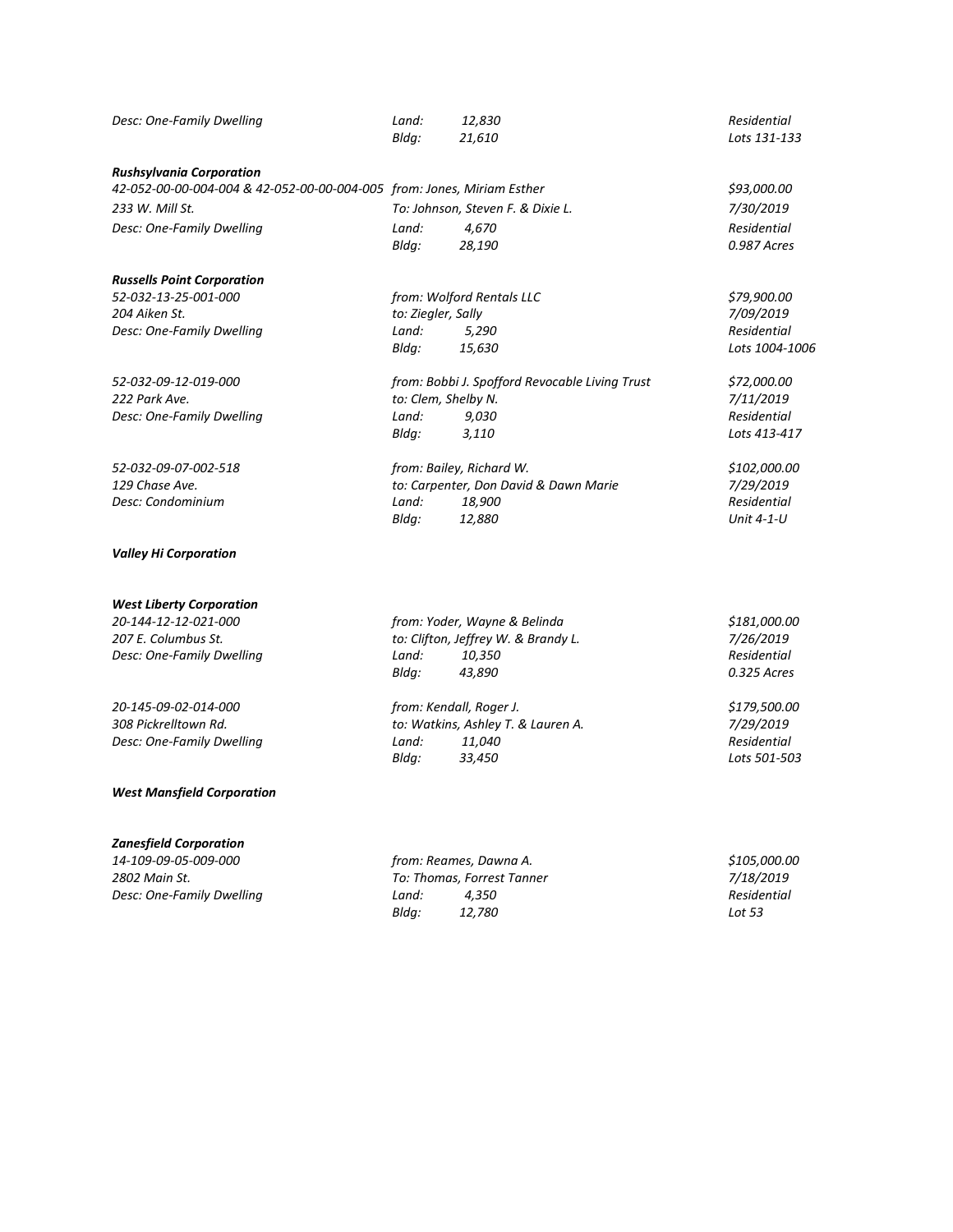| | | |
|---|---|---|
| *Desc: One-Family Dwelling* | *Land: 12,830* | *Residential* |
| | *Bldg: 21,610* | *Lots 131-133* |

***Rushsylvania Corporation***

| | | |
|---|---|---|
| *42-052-00-00-004-004 & 42-052-00-00-004-005* | *from: Jones, Miriam Esther* | *$93,000.00* |
| *233 W. Mill St.* | *To: Johnson, Steven F. & Dixie L.* | *7/30/2019* |
| *Desc: One-Family Dwelling* | *Land: 4,670* | *Residential* |
| | *Bldg: 28,190* | *0.987 Acres* |

***Russells Point Corporation***

| | | |
|---|---|---|
| *52-032-13-25-001-000* | *from: Wolford Rentals LLC* | *$79,900.00* |
| *204 Aiken St.* | *to: Ziegler, Sally* | *7/09/2019* |
| *Desc: One-Family Dwelling* | *Land: 5,290* | *Residential* |
| | *Bldg: 15,630* | *Lots 1004-1006* |
| *52-032-09-12-019-000* | *from: Bobbi J. Spofford Revocable Living Trust* | *$72,000.00* |
| *222 Park Ave.* | *to: Clem, Shelby N.* | *7/11/2019* |
| *Desc: One-Family Dwelling* | *Land: 9,030* | *Residential* |
| | *Bldg: 3,110* | *Lots 413-417* |
| *52-032-09-07-002-518* | *from: Bailey, Richard W.* | *$102,000.00* |
| *129 Chase Ave.* | *to: Carpenter, Don David & Dawn Marie* | *7/29/2019* |
| *Desc: Condominium* | *Land: 18,900* | *Residential* |
| | *Bldg: 12,880* | *Unit 4-1-U* |

***Valley Hi Corporation***

***West Liberty Corporation***

| | | |
|---|---|---|
| *20-144-12-12-021-000* | *from: Yoder, Wayne & Belinda* | *$181,000.00* |
| *207 E. Columbus St.* | *to: Clifton, Jeffrey W. & Brandy L.* | *7/26/2019* |
| *Desc: One-Family Dwelling* | *Land: 10,350* | *Residential* |
| | *Bldg: 43,890* | *0.325 Acres* |
| *20-145-09-02-014-000* | *from: Kendall, Roger J.* | *$179,500.00* |
| *308 Pickrelltown Rd.* | *to: Watkins, Ashley T. & Lauren A.* | *7/29/2019* |
| *Desc: One-Family Dwelling* | *Land: 11,040* | *Residential* |
| | *Bldg: 33,450* | *Lots 501-503* |

***West Mansfield Corporation***

***Zanesfield Corporation***

| | | |
|---|---|---|
| *14-109-09-05-009-000* | *from: Reames, Dawna A.* | *$105,000.00* |
| *2802 Main St.* | *To: Thomas, Forrest Tanner* | *7/18/2019* |
| *Desc: One-Family Dwelling* | *Land: 4,350* | *Residential* |
| | *Bldg: 12,780* | *Lot 53* |